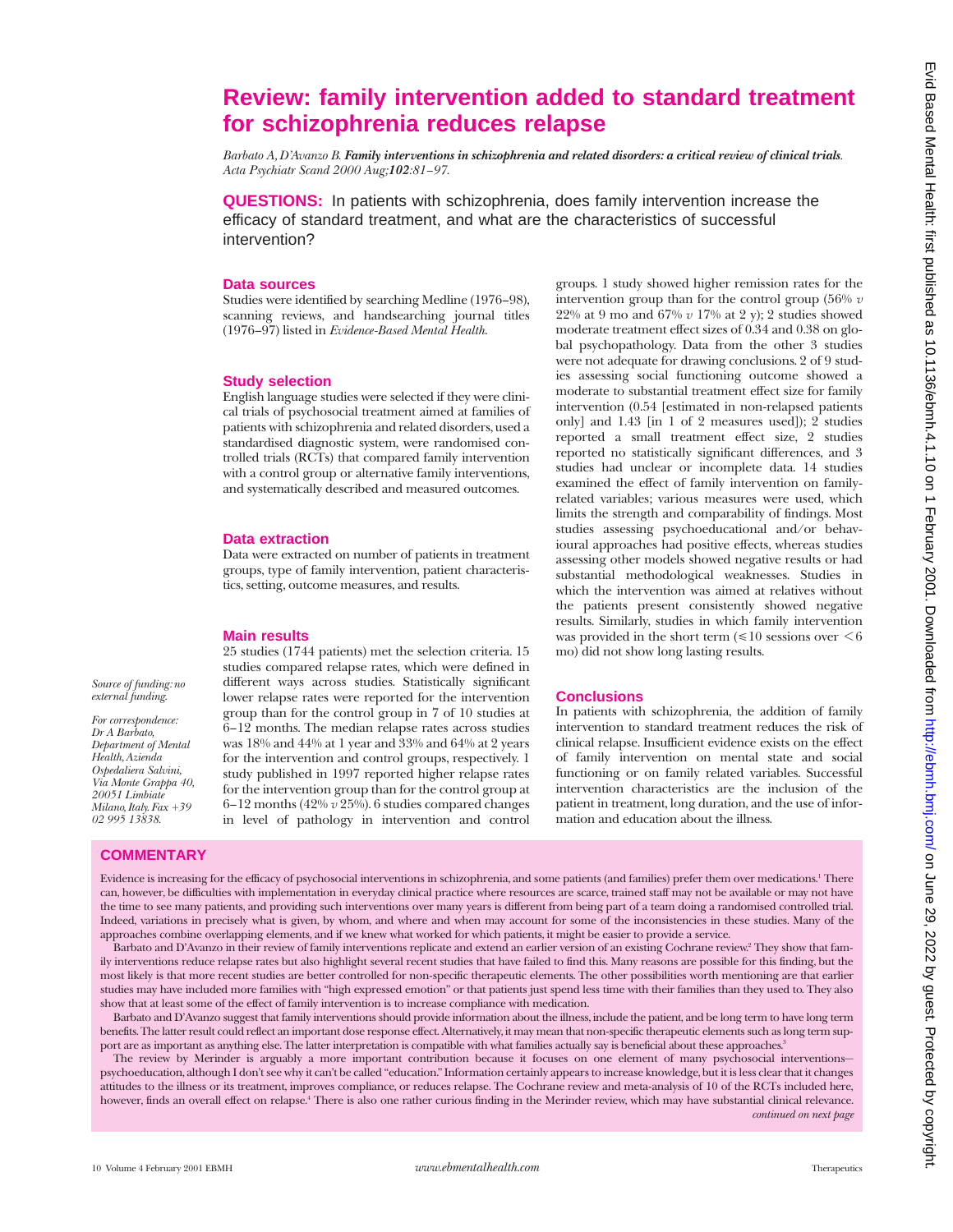# Review: family intervention added to standard treatment for schizophrenia reduces relapse

*Barbato A, D'Avanzo B.* ***Family interventions in schizophrenia and related disorders: a critical review of clinical trials****. Acta Psychiatr Scand 2000 Aug;**102**:81–97.*

**QUESTIONS:** In patients with schizophrenia, does family intervention increase the efficacy of standard treatment, and what are the characteristics of successful intervention?

## Data sources

Studies were identified by searching Medline (1976–98), scanning reviews, and handsearching journal titles (1976–97) listed in *Evidence-Based Mental Health*.

## Study selection

English language studies were selected if they were clinical trials of psychosocial treatment aimed at families of patients with schizophrenia and related disorders, used a standardised diagnostic system, were randomised controlled trials (RCTs) that compared family intervention with a control group or alternative family interventions, and systematically described and measured outcomes.

## Data extraction

Data were extracted on number of patients in treatment groups, type of family intervention, patient characteristics, setting, outcome measures, and results.

## Main results

25 studies (1744 patients) met the selection criteria. 15 studies compared relapse rates, which were defined in different ways across studies. Statistically significant lower relapse rates were reported for the intervention group than for the control group in 7 of 10 studies at 6–12 months. The median relapse rates across studies was 18% and 44% at 1 year and 33% and 64% at 2 years for the intervention and control groups, respectively. 1 study published in 1997 reported higher relapse rates for the intervention group than for the control group at 6–12 months (42% *v* 25%). 6 studies compared changes in level of pathology in intervention and control groups. 1 study showed higher remission rates for the intervention group than for the control group (56% *v* 22% at 9 mo and 67% *v* 17% at 2 y); 2 studies showed moderate treatment effect sizes of 0.34 and 0.38 on global psychopathology. Data from the other 3 studies were not adequate for drawing conclusions. 2 of 9 studies assessing social functioning outcome showed a moderate to substantial treatment effect size for family intervention (0.54 [estimated in non-relapsed patients only] and 1.43 [in 1 of 2 measures used]); 2 studies reported a small treatment effect size, 2 studies reported no statistically significant differences, and 3 studies had unclear or incomplete data. 14 studies examined the effect of family intervention on family-related variables; various measures were used, which limits the strength and comparability of findings. Most studies assessing psychoeducational and/or behavioural approaches had positive effects, whereas studies assessing other models showed negative results or had substantial methodological weaknesses. Studies in which the intervention was aimed at relatives without the patients present consistently showed negative results. Similarly, studies in which family intervention was provided in the short term (≤10 sessions over <6 mo) did not show long lasting results.

## Conclusions

In patients with schizophrenia, the addition of family intervention to standard treatment reduces the risk of clinical relapse. Insufficient evidence exists on the effect of family intervention on mental state and social functioning or on family related variables. Successful intervention characteristics are the inclusion of the patient in treatment, long duration, and the use of information and education about the illness.

*Source of funding: no external funding.*

*For correspondence: Dr A Barbato, Department of Mental Health, Azienda Ospedaliera Salvini, Via Monte Grappa 40, 20051 Limbiate Milano, Italy. Fax +39 02 995 13838.*

## COMMENTARY

Evidence is increasing for the efficacy of psychosocial interventions in schizophrenia, and some patients (and families) prefer them over medications.[1] There can, however, be difficulties with implementation in everyday clinical practice where resources are scarce, trained staff may not be available or may not have the time to see many patients, and providing such interventions over many years is different from being part of a team doing a randomised controlled trial. Indeed, variations in precisely what is given, by whom, and where and when may account for some of the inconsistencies in these studies. Many of the approaches combine overlapping elements, and if we knew what worked for which patients, it might be easier to provide a service.

Barbato and D'Avanzo in their review of family interventions replicate and extend an earlier version of an existing Cochrane review.[2] They show that family interventions reduce relapse rates but also highlight several recent studies that have failed to find this. Many reasons are possible for this finding, but the most likely is that more recent studies are better controlled for non-specific therapeutic elements. The other possibilities worth mentioning are that earlier studies may have included more families with "high expressed emotion" or that patients just spend less time with their families than they used to. They also show that at least some of the effect of family intervention is to increase compliance with medication.

Barbato and D'Avanzo suggest that family interventions should provide information about the illness, include the patient, and be long term to have long term benefits. The latter result could reflect an important dose response effect. Alternatively, it may mean that non-specific therapeutic elements such as long term support are as important as anything else. The latter interpretation is compatible with what families actually say is beneficial about these approaches.[3]

The review by Merinder is arguably a more important contribution because it focuses on one element of many psychosocial interventions—psychoeducation, although I don't see why it can't be called "education." Information certainly appears to increase knowledge, but it is less clear that it changes attitudes to the illness or its treatment, improves compliance, or reduces relapse. The Cochrane review and meta-analysis of 10 of the RCTs included here, however, finds an overall effect on relapse.[4] There is also one rather curious finding in the Merinder review, which may have substantial clinical relevance.

*continued on next page*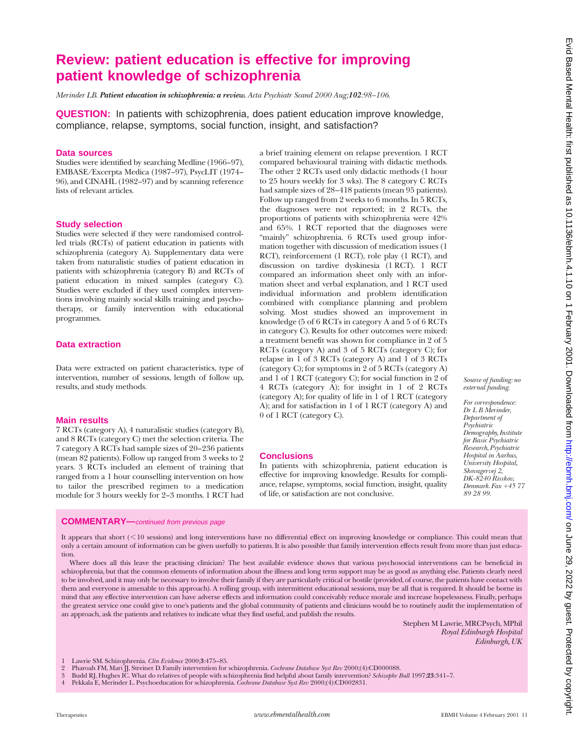# Review: patient education is effective for improving patient knowledge of schizophrenia

*Merinder LB.* ***Patient education in schizophrenia: a review.*** *Acta Psychiatr Scand 2000 Aug;**102**:98–106.*

**QUESTION:** In patients with schizophrenia, does patient education improve knowledge, compliance, relapse, symptoms, social function, insight, and satisfaction?

## Data sources

Studies were identified by searching Medline (1966–97), EMBASE/Excerpta Medica (1987–97), PsycLIT (1974–96), and CINAHL (1982–97) and by scanning reference lists of relevant articles.

## Study selection

Studies were selected if they were randomised controlled trials (RCTs) of patient education in patients with schizophrenia (category A). Supplementary data were taken from naturalistic studies of patient education in patients with schizophrenia (category B) and RCTs of patient education in mixed samples (category C). Studies were excluded if they used complex interventions involving mainly social skills training and psychotherapy, or family intervention with educational programmes.

## Data extraction

Data were extracted on patient characteristics, type of intervention, number of sessions, length of follow up, results, and study methods.

## Main results

7 RCTs (category A), 4 naturalistic studies (category B), and 8 RCTs (category C) met the selection criteria. The 7 category A RCTs had sample sizes of 20–236 patients (mean 82 patients). Follow up ranged from 3 weeks to 2 years. 3 RCTs included an element of training that ranged from a 1 hour counselling intervention on how to tailor the prescribed regimen to a medication module for 3 hours weekly for 2–3 months. 1 RCT had a brief training element on relapse prevention. 1 RCT compared behavioural training with didactic methods. The other 2 RCTs used only didactic methods (1 hour to 25 hours weekly for 3 wks). The 8 category C RCTs had sample sizes of 28–418 patients (mean 95 patients). Follow up ranged from 2 weeks to 6 months. In 5 RCTs, the diagnoses were not reported; in 2 RCTs, the proportions of patients with schizophrenia were 42% and 65%. 1 RCT reported that the diagnoses were "mainly" schizophrenia. 6 RCTs used group information together with discussion of medication issues (1 RCT), reinforcement (1 RCT), role play (1 RCT), and discussion on tardive dyskinesia (1 RCT). 1 RCT compared an information sheet only with an information sheet and verbal explanation, and 1 RCT used individual information and problem identification combined with compliance planning and problem solving. Most studies showed an improvement in knowledge (5 of 6 RCTs in category A and 5 of 6 RCTs in category C). Results for other outcomes were mixed: a treatment benefit was shown for compliance in 2 of 5 RCTs (category A) and 3 of 5 RCTs (category C); for relapse in 1 of 3 RCTs (category A) and 1 of 3 RCTs (category C); for symptoms in 2 of 5 RCTs (category A) and 1 of 1 RCT (category C); for social function in 2 of 4 RCTs (category A); for insight in 1 of 2 RCTs (category A); for quality of life in 1 of 1 RCT (category A); and for satisfaction in 1 of 1 RCT (category A) and 0 of 1 RCT (category C).

## Conclusions

In patients with schizophrenia, patient education is effective for improving knowledge. Results for compliance, relapse, symptoms, social function, insight, quality of life, or satisfaction are not conclusive.

*Source of funding: no external funding.*

*For correspondence: Dr L B Merinder, Department of Psychiatric Demography, Institute for Basic Psychiatric Research, Psychiatric Hospital in Aarhus, University Hospital, Skovagervej 2, DK-8240 Risskov, Denmark. Fax +45 77 89 28 99.*

## COMMENTARY—*continued from previous page*

It appears that short (<10 sessions) and long interventions have no differential effect on improving knowledge or compliance. This could mean that only a certain amount of information can be given usefully to patients. It is also possible that family intervention effects result from more than just education.

Where does all this leave the practising clinician? The best available evidence shows that various psychosocial interventions can be beneficial in schizophrenia, but that the common elements of information about the illness and long term support may be as good as anything else. Patients clearly need to be involved, and it may only be necessary to involve their family if they are particularly critical or hostile (provided, of course, the patients have contact with them and everyone is amenable to this approach). A rolling group, with intermittent educational sessions, may be all that is required. It should be borne in mind that any effective intervention can have adverse effects and information could conceivably reduce morale and increase hopelessness. Finally, perhaps the greatest service one could give to one's patients and the global community of patients and clinicians would be to routinely audit the implementation of an approach, ask the patients and relatives to indicate what they find useful, and publish the results.

Stephen M Lawrie, MRCPsych, MPhil
*Royal Edinburgh Hospital*
*Edinburgh, UK*

1. Lawrie SM. Schizophrenia. *Clin Evidence* 2000;**3**:475–85.
2. Pharoah FM, Mari JJ, Streiner D. Family intervention for schizophrenia. *Cochrane Database Syst Rev* 2000;(4):CD000088.
3. Budd RJ, Hughes IC. What do relatives of people with schizophrenia find helpful about family intervention? *Schizophr Bull* 1997;**23**:341–7.
4. Pekkala E, Merinder L. Psychoeducation for schizophrenia. *Cochrane Database Syst Rev* 2000;(4):CD002831.